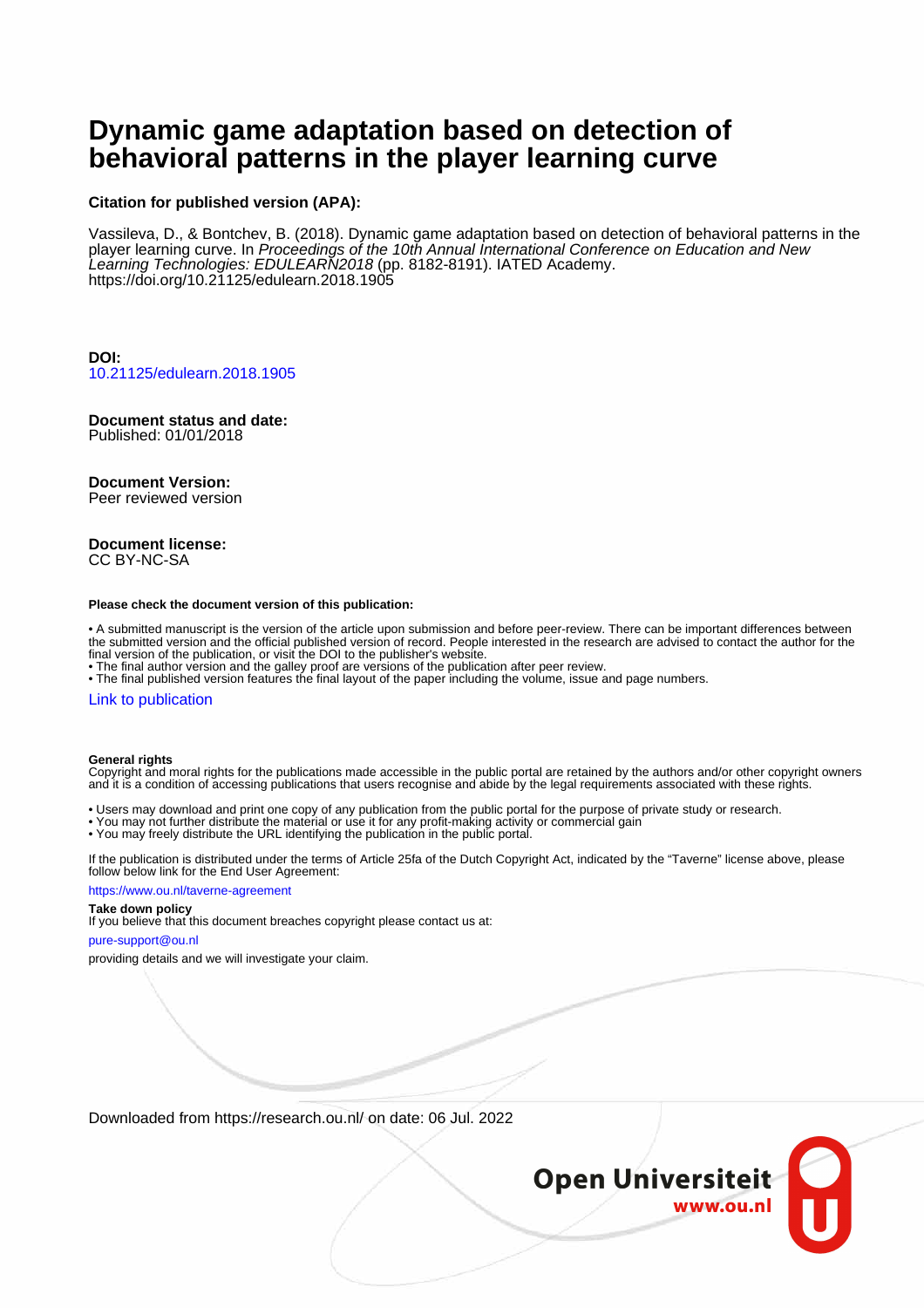# Dynamic game adaptation based on detection of behavioral patterns in the player learning curve

**Citation for published version (APA):**

Vassileva, D., & Bontchev, B. (2018). Dynamic game adaptation based on detection of behavioral patterns in the player learning curve. In *Proceedings of the 10th Annual International Conference on Education and New Learning Technologies: EDULEARN2018* (pp. 8182-8191). IATED Academy. https://doi.org/10.21125/edulearn.2018.1905

**DOI:**
10.21125/edulearn.2018.1905

**Document status and date:**
Published: 01/01/2018

**Document Version:**
Peer reviewed version

**Document license:**
CC BY-NC-SA

**Please check the document version of this publication:**

• A submitted manuscript is the version of the article upon submission and before peer-review. There can be important differences between the submitted version and the official published version of record. People interested in the research are advised to contact the author for the final version of the publication, or visit the DOI to the publisher's website.
• The final author version and the galley proof are versions of the publication after peer review.
• The final published version features the final layout of the paper including the volume, issue and page numbers.

Link to publication

**General rights**
Copyright and moral rights for the publications made accessible in the public portal are retained by the authors and/or other copyright owners and it is a condition of accessing publications that users recognise and abide by the legal requirements associated with these rights.

• Users may download and print one copy of any publication from the public portal for the purpose of private study or research.
• You may not further distribute the material or use it for any profit-making activity or commercial gain
• You may freely distribute the URL identifying the publication in the public portal.

If the publication is distributed under the terms of Article 25fa of the Dutch Copyright Act, indicated by the "Taverne" license above, please follow below link for the End User Agreement:

https://www.ou.nl/taverne-agreement

**Take down policy**
If you believe that this document breaches copyright please contact us at:

pure-support@ou.nl

providing details and we will investigate your claim.

Downloaded from https://research.ou.nl/ on date: 06 Jul. 2022

Open Universiteit
www.ou.nl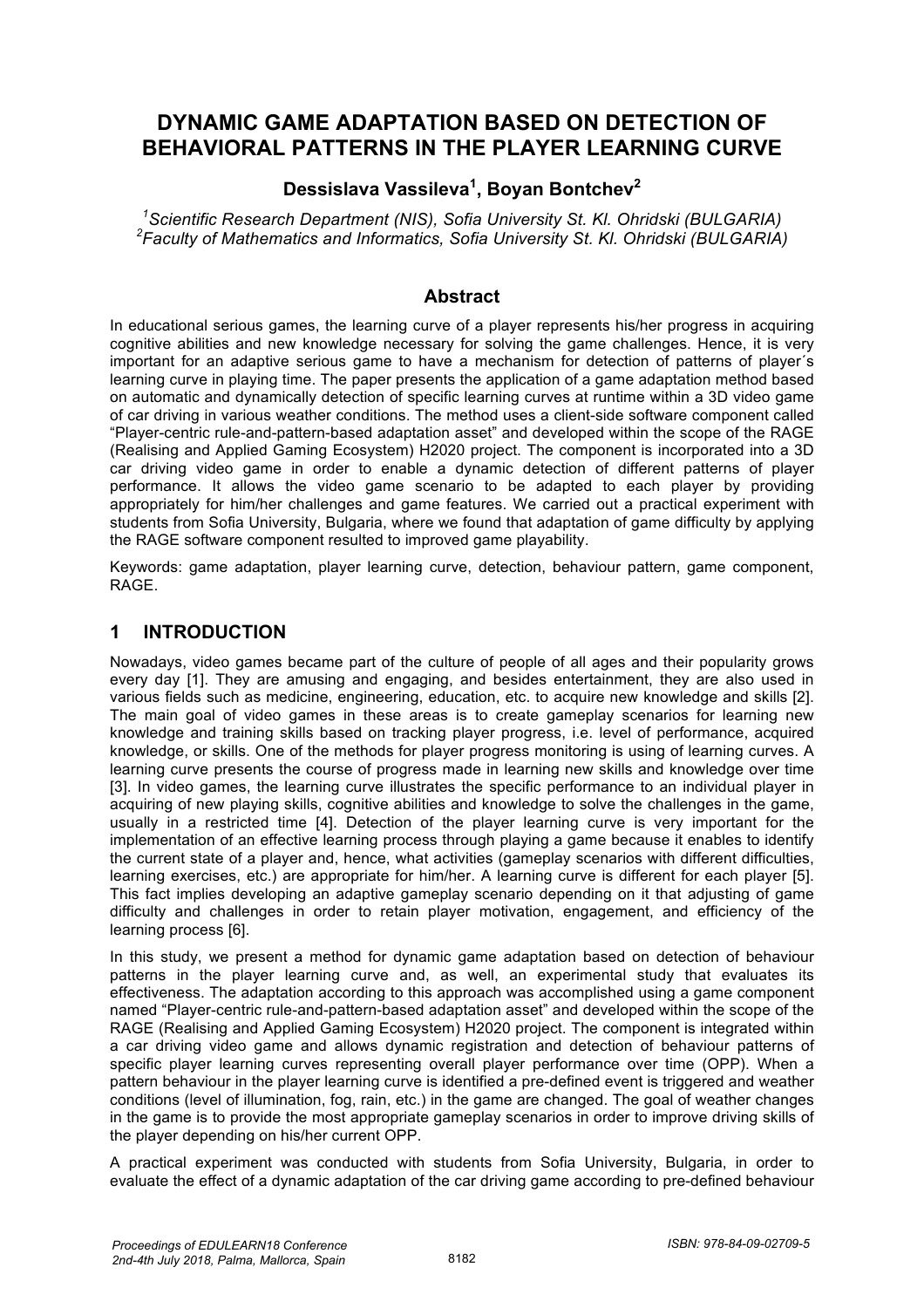# DYNAMIC GAME ADAPTATION BASED ON DETECTION OF BEHAVIORAL PATTERNS IN THE PLAYER LEARNING CURVE

**Dessislava Vassileva[1], Boyan Bontchev[2]**

*[1]Scientific Research Department (NIS), Sofia University St. Kl. Ohridski (BULGARIA)*
*[2]Faculty of Mathematics and Informatics, Sofia University St. Kl. Ohridski (BULGARIA)*

## Abstract

In educational serious games, the learning curve of a player represents his/her progress in acquiring cognitive abilities and new knowledge necessary for solving the game challenges. Hence, it is very important for an adaptive serious game to have a mechanism for detection of patterns of player´s learning curve in playing time. The paper presents the application of a game adaptation method based on automatic and dynamically detection of specific learning curves at runtime within a 3D video game of car driving in various weather conditions. The method uses a client-side software component called "Player-centric rule-and-pattern-based adaptation asset" and developed within the scope of the RAGE (Realising and Applied Gaming Ecosystem) H2020 project. The component is incorporated into a 3D car driving video game in order to enable a dynamic detection of different patterns of player performance. It allows the video game scenario to be adapted to each player by providing appropriately for him/her challenges and game features. We carried out a practical experiment with students from Sofia University, Bulgaria, where we found that adaptation of game difficulty by applying the RAGE software component resulted to improved game playability.

Keywords: game adaptation, player learning curve, detection, behaviour pattern, game component, RAGE.

## 1 INTRODUCTION

Nowadays, video games became part of the culture of people of all ages and their popularity grows every day [1]. They are amusing and engaging, and besides entertainment, they are also used in various fields such as medicine, engineering, education, etc. to acquire new knowledge and skills [2]. The main goal of video games in these areas is to create gameplay scenarios for learning new knowledge and training skills based on tracking player progress, i.e. level of performance, acquired knowledge, or skills. One of the methods for player progress monitoring is using of learning curves. A learning curve presents the course of progress made in learning new skills and knowledge over time [3]. In video games, the learning curve illustrates the specific performance to an individual player in acquiring of new playing skills, cognitive abilities and knowledge to solve the challenges in the game, usually in a restricted time [4]. Detection of the player learning curve is very important for the implementation of an effective learning process through playing a game because it enables to identify the current state of a player and, hence, what activities (gameplay scenarios with different difficulties, learning exercises, etc.) are appropriate for him/her. A learning curve is different for each player [5]. This fact implies developing an adaptive gameplay scenario depending on it that adjusting of game difficulty and challenges in order to retain player motivation, engagement, and efficiency of the learning process [6].

In this study, we present a method for dynamic game adaptation based on detection of behaviour patterns in the player learning curve and, as well, an experimental study that evaluates its effectiveness. The adaptation according to this approach was accomplished using a game component named "Player-centric rule-and-pattern-based adaptation asset" and developed within the scope of the RAGE (Realising and Applied Gaming Ecosystem) H2020 project. The component is integrated within a car driving video game and allows dynamic registration and detection of behaviour patterns of specific player learning curves representing overall player performance over time (OPP). When a pattern behaviour in the player learning curve is identified a pre-defined event is triggered and weather conditions (level of illumination, fog, rain, etc.) in the game are changed. The goal of weather changes in the game is to provide the most appropriate gameplay scenarios in order to improve driving skills of the player depending on his/her current OPP.

A practical experiment was conducted with students from Sofia University, Bulgaria, in order to evaluate the effect of a dynamic adaptation of the car driving game according to pre-defined behaviour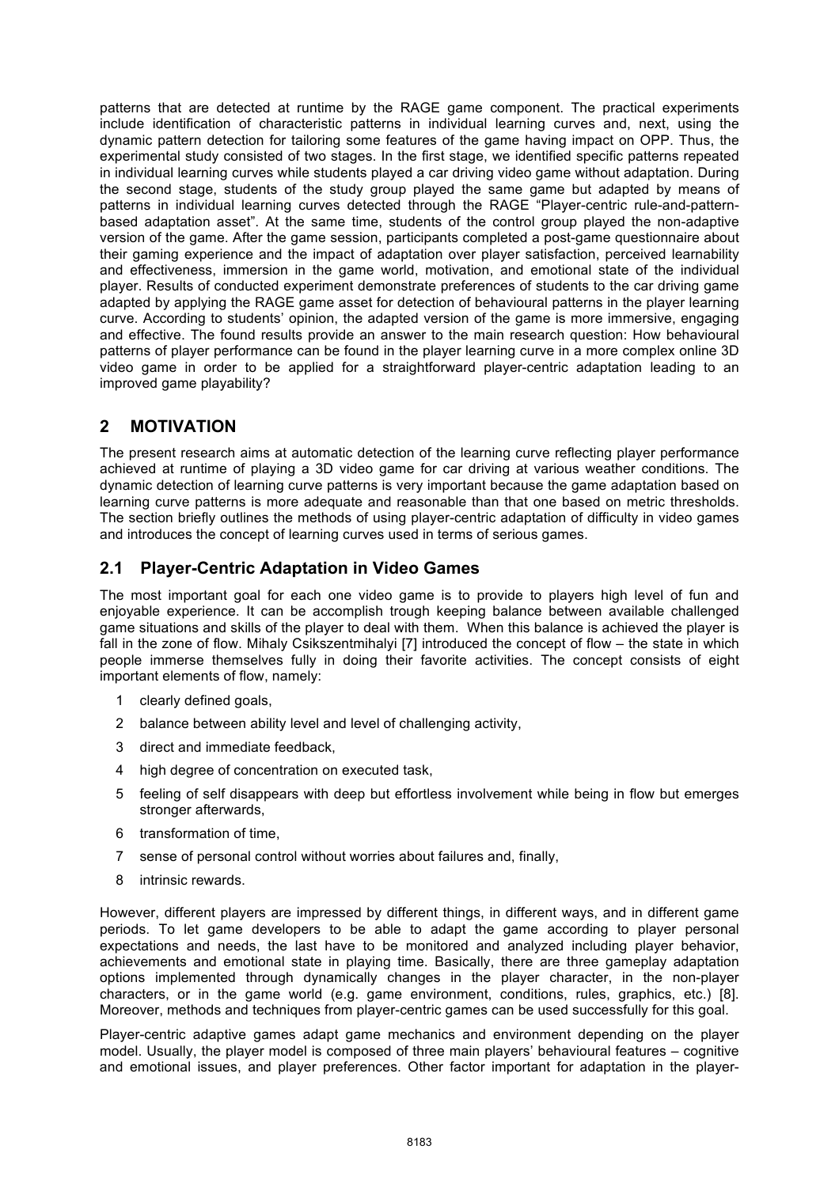patterns that are detected at runtime by the RAGE game component. The practical experiments include identification of characteristic patterns in individual learning curves and, next, using the dynamic pattern detection for tailoring some features of the game having impact on OPP. Thus, the experimental study consisted of two stages. In the first stage, we identified specific patterns repeated in individual learning curves while students played a car driving video game without adaptation. During the second stage, students of the study group played the same game but adapted by means of patterns in individual learning curves detected through the RAGE "Player-centric rule-and-pattern-based adaptation asset". At the same time, students of the control group played the non-adaptive version of the game. After the game session, participants completed a post-game questionnaire about their gaming experience and the impact of adaptation over player satisfaction, perceived learnability and effectiveness, immersion in the game world, motivation, and emotional state of the individual player. Results of conducted experiment demonstrate preferences of students to the car driving game adapted by applying the RAGE game asset for detection of behavioural patterns in the player learning curve. According to students' opinion, the adapted version of the game is more immersive, engaging and effective. The found results provide an answer to the main research question: How behavioural patterns of player performance can be found in the player learning curve in a more complex online 3D video game in order to be applied for a straightforward player-centric adaptation leading to an improved game playability?

## 2 MOTIVATION

The present research aims at automatic detection of the learning curve reflecting player performance achieved at runtime of playing a 3D video game for car driving at various weather conditions. The dynamic detection of learning curve patterns is very important because the game adaptation based on learning curve patterns is more adequate and reasonable than that one based on metric thresholds. The section briefly outlines the methods of using player-centric adaptation of difficulty in video games and introduces the concept of learning curves used in terms of serious games.

### 2.1 Player-Centric Adaptation in Video Games

The most important goal for each one video game is to provide to players high level of fun and enjoyable experience. It can be accomplish trough keeping balance between available challenged game situations and skills of the player to deal with them. When this balance is achieved the player is fall in the zone of flow. Mihaly Csikszentmihalyi [7] introduced the concept of flow – the state in which people immerse themselves fully in doing their favorite activities. The concept consists of eight important elements of flow, namely:

1. clearly defined goals,
2. balance between ability level and level of challenging activity,
3. direct and immediate feedback,
4. high degree of concentration on executed task,
5. feeling of self disappears with deep but effortless involvement while being in flow but emerges stronger afterwards,
6. transformation of time,
7. sense of personal control without worries about failures and, finally,
8. intrinsic rewards.

However, different players are impressed by different things, in different ways, and in different game periods. To let game developers to be able to adapt the game according to player personal expectations and needs, the last have to be monitored and analyzed including player behavior, achievements and emotional state in playing time. Basically, there are three gameplay adaptation options implemented through dynamically changes in the player character, in the non-player characters, or in the game world (e.g. game environment, conditions, rules, graphics, etc.) [8]. Moreover, methods and techniques from player-centric games can be used successfully for this goal.

Player-centric adaptive games adapt game mechanics and environment depending on the player model. Usually, the player model is composed of three main players' behavioural features – cognitive and emotional issues, and player preferences. Other factor important for adaptation in the player-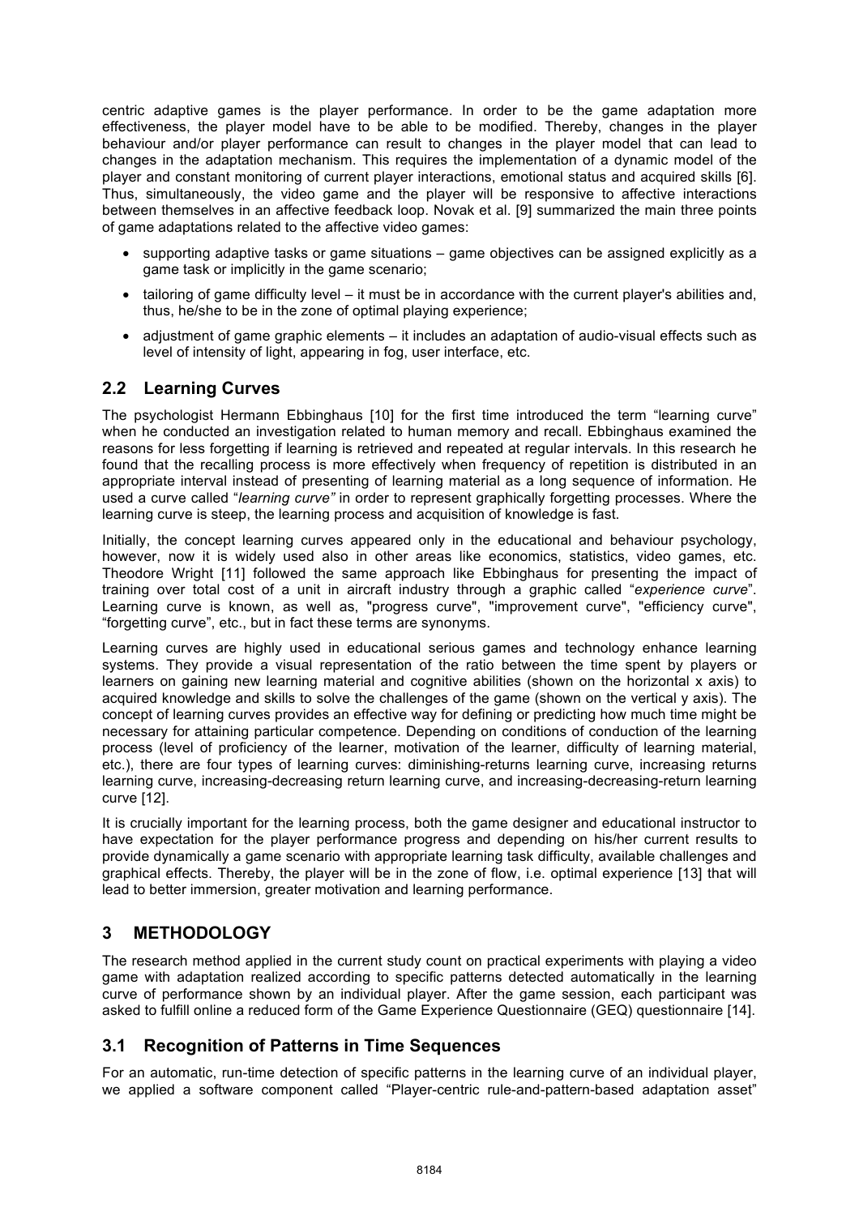centric adaptive games is the player performance. In order to be the game adaptation more effectiveness, the player model have to be able to be modified. Thereby, changes in the player behaviour and/or player performance can result to changes in the player model that can lead to changes in the adaptation mechanism. This requires the implementation of a dynamic model of the player and constant monitoring of current player interactions, emotional status and acquired skills [6]. Thus, simultaneously, the video game and the player will be responsive to affective interactions between themselves in an affective feedback loop. Novak et al. [9] summarized the main three points of game adaptations related to the affective video games:

- supporting adaptive tasks or game situations – game objectives can be assigned explicitly as a game task or implicitly in the game scenario;
- tailoring of game difficulty level – it must be in accordance with the current player's abilities and, thus, he/she to be in the zone of optimal playing experience;
- adjustment of game graphic elements – it includes an adaptation of audio-visual effects such as level of intensity of light, appearing in fog, user interface, etc.

## 2.2 Learning Curves

The psychologist Hermann Ebbinghaus [10] for the first time introduced the term "learning curve" when he conducted an investigation related to human memory and recall. Ebbinghaus examined the reasons for less forgetting if learning is retrieved and repeated at regular intervals. In this research he found that the recalling process is more effectively when frequency of repetition is distributed in an appropriate interval instead of presenting of learning material as a long sequence of information. He used a curve called "*learning curve"* in order to represent graphically forgetting processes. Where the learning curve is steep, the learning process and acquisition of knowledge is fast.

Initially, the concept learning curves appeared only in the educational and behaviour psychology, however, now it is widely used also in other areas like economics, statistics, video games, etc. Theodore Wright [11] followed the same approach like Ebbinghaus for presenting the impact of training over total cost of a unit in aircraft industry through a graphic called "*experience curve*". Learning curve is known, as well as, "progress curve", "improvement curve", "efficiency curve", "forgetting curve", etc., but in fact these terms are synonyms.

Learning curves are highly used in educational serious games and technology enhance learning systems. They provide a visual representation of the ratio between the time spent by players or learners on gaining new learning material and cognitive abilities (shown on the horizontal x axis) to acquired knowledge and skills to solve the challenges of the game (shown on the vertical y axis). The concept of learning curves provides an effective way for defining or predicting how much time might be necessary for attaining particular competence. Depending on conditions of conduction of the learning process (level of proficiency of the learner, motivation of the learner, difficulty of learning material, etc.), there are four types of learning curves: diminishing-returns learning curve, increasing returns learning curve, increasing-decreasing return learning curve, and increasing-decreasing-return learning curve [12].

It is crucially important for the learning process, both the game designer and educational instructor to have expectation for the player performance progress and depending on his/her current results to provide dynamically a game scenario with appropriate learning task difficulty, available challenges and graphical effects. Thereby, the player will be in the zone of flow, i.e. optimal experience [13] that will lead to better immersion, greater motivation and learning performance.

# 3 METHODOLOGY

The research method applied in the current study count on practical experiments with playing a video game with adaptation realized according to specific patterns detected automatically in the learning curve of performance shown by an individual player. After the game session, each participant was asked to fulfill online a reduced form of the Game Experience Questionnaire (GEQ) questionnaire [14].

## 3.1 Recognition of Patterns in Time Sequences

For an automatic, run-time detection of specific patterns in the learning curve of an individual player, we applied a software component called "Player-centric rule-and-pattern-based adaptation asset"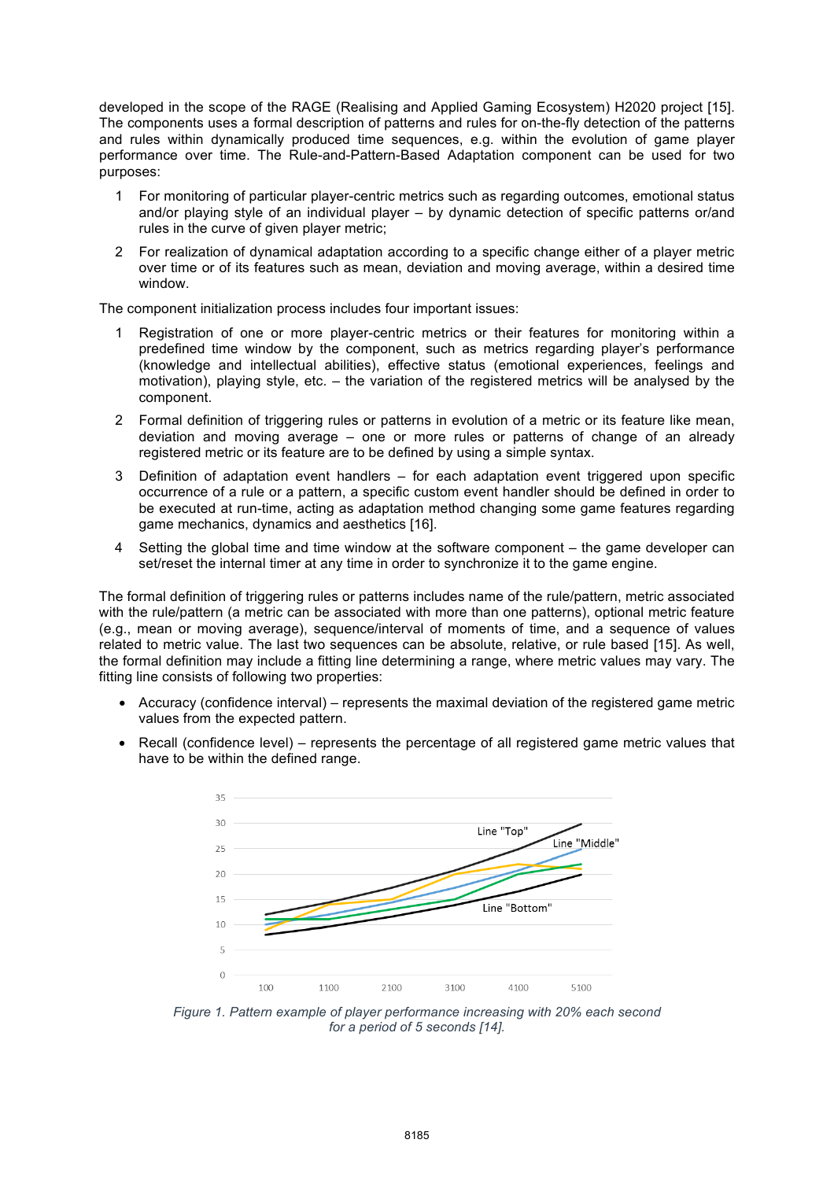developed in the scope of the RAGE (Realising and Applied Gaming Ecosystem) H2020 project [15]. The components uses a formal description of patterns and rules for on-the-fly detection of the patterns and rules within dynamically produced time sequences, e.g. within the evolution of game player performance over time. The Rule-and-Pattern-Based Adaptation component can be used for two purposes:

1. For monitoring of particular player-centric metrics such as regarding outcomes, emotional status and/or playing style of an individual player – by dynamic detection of specific patterns or/and rules in the curve of given player metric;
2. For realization of dynamical adaptation according to a specific change either of a player metric over time or of its features such as mean, deviation and moving average, within a desired time window.

The component initialization process includes four important issues:

1. Registration of one or more player-centric metrics or their features for monitoring within a predefined time window by the component, such as metrics regarding player's performance (knowledge and intellectual abilities), effective status (emotional experiences, feelings and motivation), playing style, etc. – the variation of the registered metrics will be analysed by the component.
2. Formal definition of triggering rules or patterns in evolution of a metric or its feature like mean, deviation and moving average – one or more rules or patterns of change of an already registered metric or its feature are to be defined by using a simple syntax.
3. Definition of adaptation event handlers – for each adaptation event triggered upon specific occurrence of a rule or a pattern, a specific custom event handler should be defined in order to be executed at run-time, acting as adaptation method changing some game features regarding game mechanics, dynamics and aesthetics [16].
4. Setting the global time and time window at the software component – the game developer can set/reset the internal timer at any time in order to synchronize it to the game engine.

The formal definition of triggering rules or patterns includes name of the rule/pattern, metric associated with the rule/pattern (a metric can be associated with more than one patterns), optional metric feature (e.g., mean or moving average), sequence/interval of moments of time, and a sequence of values related to metric value. The last two sequences can be absolute, relative, or rule based [15]. As well, the formal definition may include a fitting line determining a range, where metric values may vary. The fitting line consists of following two properties:

- Accuracy (confidence interval) – represents the maximal deviation of the registered game metric values from the expected pattern.
- Recall (confidence level) – represents the percentage of all registered game metric values that have to be within the defined range.

*Figure 1. Pattern example of player performance increasing with 20% each second for a period of 5 seconds [14].*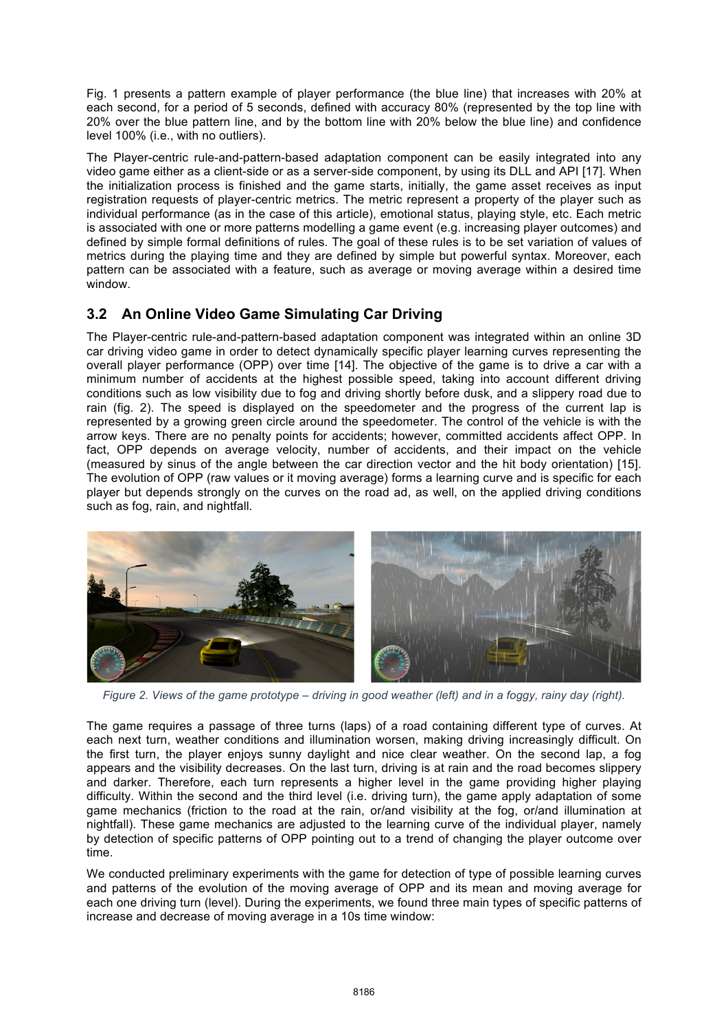Fig. 1 presents a pattern example of player performance (the blue line) that increases with 20% at each second, for a period of 5 seconds, defined with accuracy 80% (represented by the top line with 20% over the blue pattern line, and by the bottom line with 20% below the blue line) and confidence level 100% (i.e., with no outliers).

The Player-centric rule-and-pattern-based adaptation component can be easily integrated into any video game either as a client-side or as a server-side component, by using its DLL and API [17]. When the initialization process is finished and the game starts, initially, the game asset receives as input registration requests of player-centric metrics. The metric represent a property of the player such as individual performance (as in the case of this article), emotional status, playing style, etc. Each metric is associated with one or more patterns modelling a game event (e.g. increasing player outcomes) and defined by simple formal definitions of rules. The goal of these rules is to be set variation of values of metrics during the playing time and they are defined by simple but powerful syntax. Moreover, each pattern can be associated with a feature, such as average or moving average within a desired time window.

## 3.2 An Online Video Game Simulating Car Driving

The Player-centric rule-and-pattern-based adaptation component was integrated within an online 3D car driving video game in order to detect dynamically specific player learning curves representing the overall player performance (OPP) over time [14]. The objective of the game is to drive a car with a minimum number of accidents at the highest possible speed, taking into account different driving conditions such as low visibility due to fog and driving shortly before dusk, and a slippery road due to rain (fig. 2). The speed is displayed on the speedometer and the progress of the current lap is represented by a growing green circle around the speedometer. The control of the vehicle is with the arrow keys. There are no penalty points for accidents; however, committed accidents affect OPP. In fact, OPP depends on average velocity, number of accidents, and their impact on the vehicle (measured by sinus of the angle between the car direction vector and the hit body orientation) [15]. The evolution of OPP (raw values or it moving average) forms a learning curve and is specific for each player but depends strongly on the curves on the road ad, as well, on the applied driving conditions such as fog, rain, and nightfall.

*Figure 2. Views of the game prototype – driving in good weather (left) and in a foggy, rainy day (right).*

The game requires a passage of three turns (laps) of a road containing different type of curves. At each next turn, weather conditions and illumination worsen, making driving increasingly difficult. On the first turn, the player enjoys sunny daylight and nice clear weather. On the second lap, a fog appears and the visibility decreases. On the last turn, driving is at rain and the road becomes slippery and darker. Therefore, each turn represents a higher level in the game providing higher playing difficulty. Within the second and the third level (i.e. driving turn), the game apply adaptation of some game mechanics (friction to the road at the rain, or/and visibility at the fog, or/and illumination at nightfall). These game mechanics are adjusted to the learning curve of the individual player, namely by detection of specific patterns of OPP pointing out to a trend of changing the player outcome over time.

We conducted preliminary experiments with the game for detection of type of possible learning curves and patterns of the evolution of the moving average of OPP and its mean and moving average for each one driving turn (level). During the experiments, we found three main types of specific patterns of increase and decrease of moving average in a 10s time window: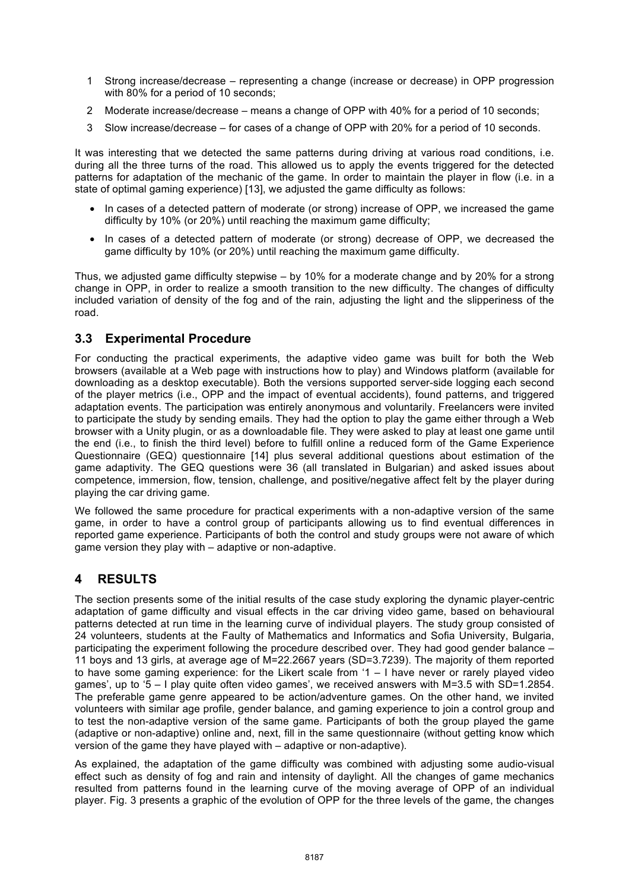1 Strong increase/decrease – representing a change (increase or decrease) in OPP progression with 80% for a period of 10 seconds;

2 Moderate increase/decrease – means a change of OPP with 40% for a period of 10 seconds;

3 Slow increase/decrease – for cases of a change of OPP with 20% for a period of 10 seconds.

It was interesting that we detected the same patterns during driving at various road conditions, i.e. during all the three turns of the road. This allowed us to apply the events triggered for the detected patterns for adaptation of the mechanic of the game. In order to maintain the player in flow (i.e. in a state of optimal gaming experience) [13], we adjusted the game difficulty as follows:

- In cases of a detected pattern of moderate (or strong) increase of OPP, we increased the game difficulty by 10% (or 20%) until reaching the maximum game difficulty;
- In cases of a detected pattern of moderate (or strong) decrease of OPP, we decreased the game difficulty by 10% (or 20%) until reaching the maximum game difficulty.

Thus, we adjusted game difficulty stepwise – by 10% for a moderate change and by 20% for a strong change in OPP, in order to realize a smooth transition to the new difficulty. The changes of difficulty included variation of density of the fog and of the rain, adjusting the light and the slipperiness of the road.

## 3.3 Experimental Procedure

For conducting the practical experiments, the adaptive video game was built for both the Web browsers (available at a Web page with instructions how to play) and Windows platform (available for downloading as a desktop executable). Both the versions supported server-side logging each second of the player metrics (i.e., OPP and the impact of eventual accidents), found patterns, and triggered adaptation events. The participation was entirely anonymous and voluntarily. Freelancers were invited to participate the study by sending emails. They had the option to play the game either through a Web browser with a Unity plugin, or as a downloadable file. They were asked to play at least one game until the end (i.e., to finish the third level) before to fulfill online a reduced form of the Game Experience Questionnaire (GEQ) questionnaire [14] plus several additional questions about estimation of the game adaptivity. The GEQ questions were 36 (all translated in Bulgarian) and asked issues about competence, immersion, flow, tension, challenge, and positive/negative affect felt by the player during playing the car driving game.

We followed the same procedure for practical experiments with a non-adaptive version of the same game, in order to have a control group of participants allowing us to find eventual differences in reported game experience. Participants of both the control and study groups were not aware of which game version they play with – adaptive or non-adaptive.

# 4 RESULTS

The section presents some of the initial results of the case study exploring the dynamic player-centric adaptation of game difficulty and visual effects in the car driving video game, based on behavioural patterns detected at run time in the learning curve of individual players. The study group consisted of 24 volunteers, students at the Faculty of Mathematics and Informatics and Sofia University, Bulgaria, participating the experiment following the procedure described over. They had good gender balance – 11 boys and 13 girls, at average age of M=22.2667 years (SD=3.7239). The majority of them reported to have some gaming experience: for the Likert scale from '1 – I have never or rarely played video games', up to '5 – I play quite often video games', we received answers with M=3.5 with SD=1.2854. The preferable game genre appeared to be action/adventure games. On the other hand, we invited volunteers with similar age profile, gender balance, and gaming experience to join a control group and to test the non-adaptive version of the same game. Participants of both the group played the game (adaptive or non-adaptive) online and, next, fill in the same questionnaire (without getting know which version of the game they have played with – adaptive or non-adaptive).

As explained, the adaptation of the game difficulty was combined with adjusting some audio-visual effect such as density of fog and rain and intensity of daylight. All the changes of game mechanics resulted from patterns found in the learning curve of the moving average of OPP of an individual player. Fig. 3 presents a graphic of the evolution of OPP for the three levels of the game, the changes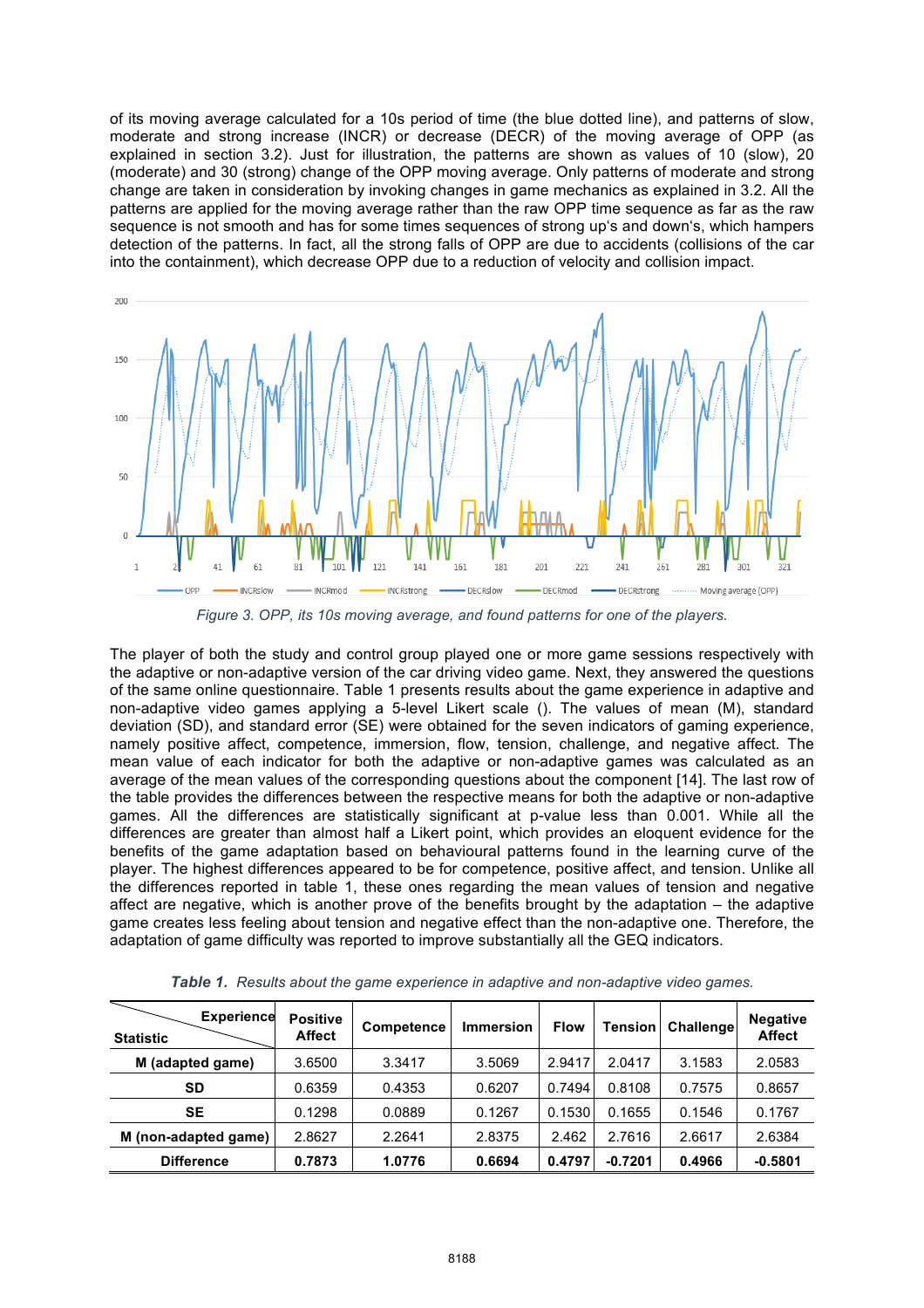of its moving average calculated for a 10s period of time (the blue dotted line), and patterns of slow, moderate and strong increase (INCR) or decrease (DECR) of the moving average of OPP (as explained in section 3.2). Just for illustration, the patterns are shown as values of 10 (slow), 20 (moderate) and 30 (strong) change of the OPP moving average. Only patterns of moderate and strong change are taken in consideration by invoking changes in game mechanics as explained in 3.2. All the patterns are applied for the moving average rather than the raw OPP time sequence as far as the raw sequence is not smooth and has for some times sequences of strong up's and down's, which hampers detection of the patterns. In fact, all the strong falls of OPP are due to accidents (collisions of the car into the containment), which decrease OPP due to a reduction of velocity and collision impact.

*Figure 3. OPP, its 10s moving average, and found patterns for one of the players.*

The player of both the study and control group played one or more game sessions respectively with the adaptive or non-adaptive version of the car driving video game. Next, they answered the questions of the same online questionnaire. Table 1 presents results about the game experience in adaptive and non-adaptive video games applying a 5-level Likert scale (). The values of mean (M), standard deviation (SD), and standard error (SE) were obtained for the seven indicators of gaming experience, namely positive affect, competence, immersion, flow, tension, challenge, and negative affect. The mean value of each indicator for both the adaptive or non-adaptive games was calculated as an average of the mean values of the corresponding questions about the component [14]. The last row of the table provides the differences between the respective means for both the adaptive or non-adaptive games. All the differences are statistically significant at p-value less than 0.001. While all the differences are greater than almost half a Likert point, which provides an eloquent evidence for the benefits of the game adaptation based on behavioural patterns found in the learning curve of the player. The highest differences appeared to be for competence, positive affect, and tension. Unlike all the differences reported in table 1, these ones regarding the mean values of tension and negative affect are negative, which is another prove of the benefits brought by the adaptation – the adaptive game creates less feeling about tension and negative effect than the non-adaptive one. Therefore, the adaptation of game difficulty was reported to improve substantially all the GEQ indicators.

***Table 1.*** *Results about the game experience in adaptive and non-adaptive video games.*

| Statistic \ Experience | Positive Affect | Competence | Immersion | Flow | Tension | Challenge | Negative Affect |
|---|---|---|---|---|---|---|---|
| **M (adapted game)** | 3.6500 | 3.3417 | 3.5069 | 2.9417 | 2.0417 | 3.1583 | 2.0583 |
| **SD** | 0.6359 | 0.4353 | 0.6207 | 0.7494 | 0.8108 | 0.7575 | 0.8657 |
| **SE** | 0.1298 | 0.0889 | 0.1267 | 0.1530 | 0.1655 | 0.1546 | 0.1767 |
| **M (non-adapted game)** | 2.8627 | 2.2641 | 2.8375 | 2.462 | 2.7616 | 2.6617 | 2.6384 |
| **Difference** | **0.7873** | **1.0776** | **0.6694** | **0.4797** | **-0.7201** | **0.4966** | **-0.5801** |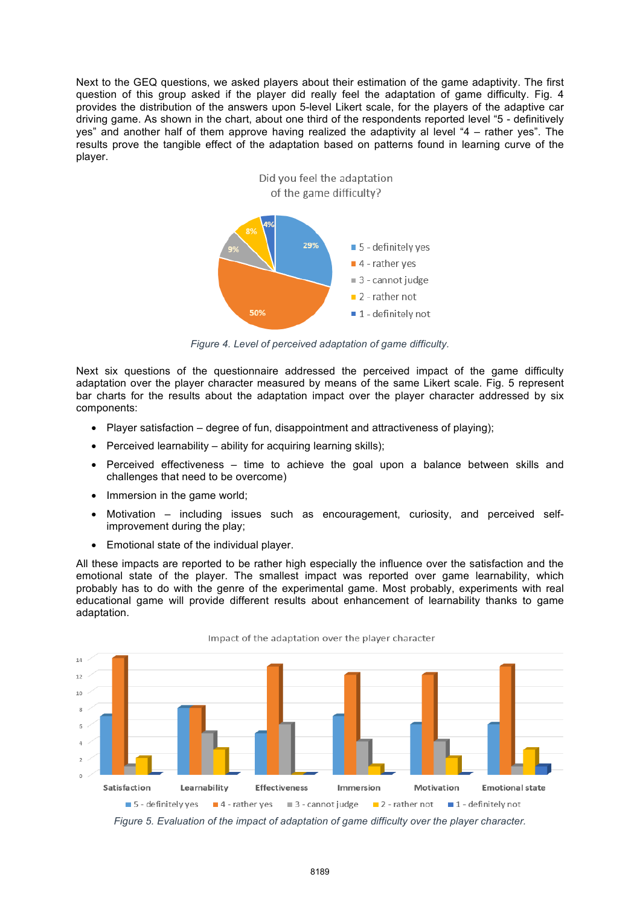Next to the GEQ questions, we asked players about their estimation of the game adaptivity. The first question of this group asked if the player did really feel the adaptation of game difficulty. Fig. 4 provides the distribution of the answers upon 5-level Likert scale, for the players of the adaptive car driving game. As shown in the chart, about one third of the respondents reported level "5 - definitively yes" and another half of them approve having realized the adaptivity al level "4 – rather yes". The results prove the tangible effect of the adaptation based on patterns found in learning curve of the player.

*Figure 4. Level of perceived adaptation of game difficulty.*

Next six questions of the questionnaire addressed the perceived impact of the game difficulty adaptation over the player character measured by means of the same Likert scale. Fig. 5 represent bar charts for the results about the adaptation impact over the player character addressed by six components:

- Player satisfaction – degree of fun, disappointment and attractiveness of playing);
- Perceived learnability – ability for acquiring learning skills);
- Perceived effectiveness – time to achieve the goal upon a balance between skills and challenges that need to be overcome)
- Immersion in the game world;
- Motivation – including issues such as encouragement, curiosity, and perceived self-improvement during the play;
- Emotional state of the individual player.

All these impacts are reported to be rather high especially the influence over the satisfaction and the emotional state of the player. The smallest impact was reported over game learnability, which probably has to do with the genre of the experimental game. Most probably, experiments with real educational game will provide different results about enhancement of learnability thanks to game adaptation.

*Figure 5. Evaluation of the impact of adaptation of game difficulty over the player character.*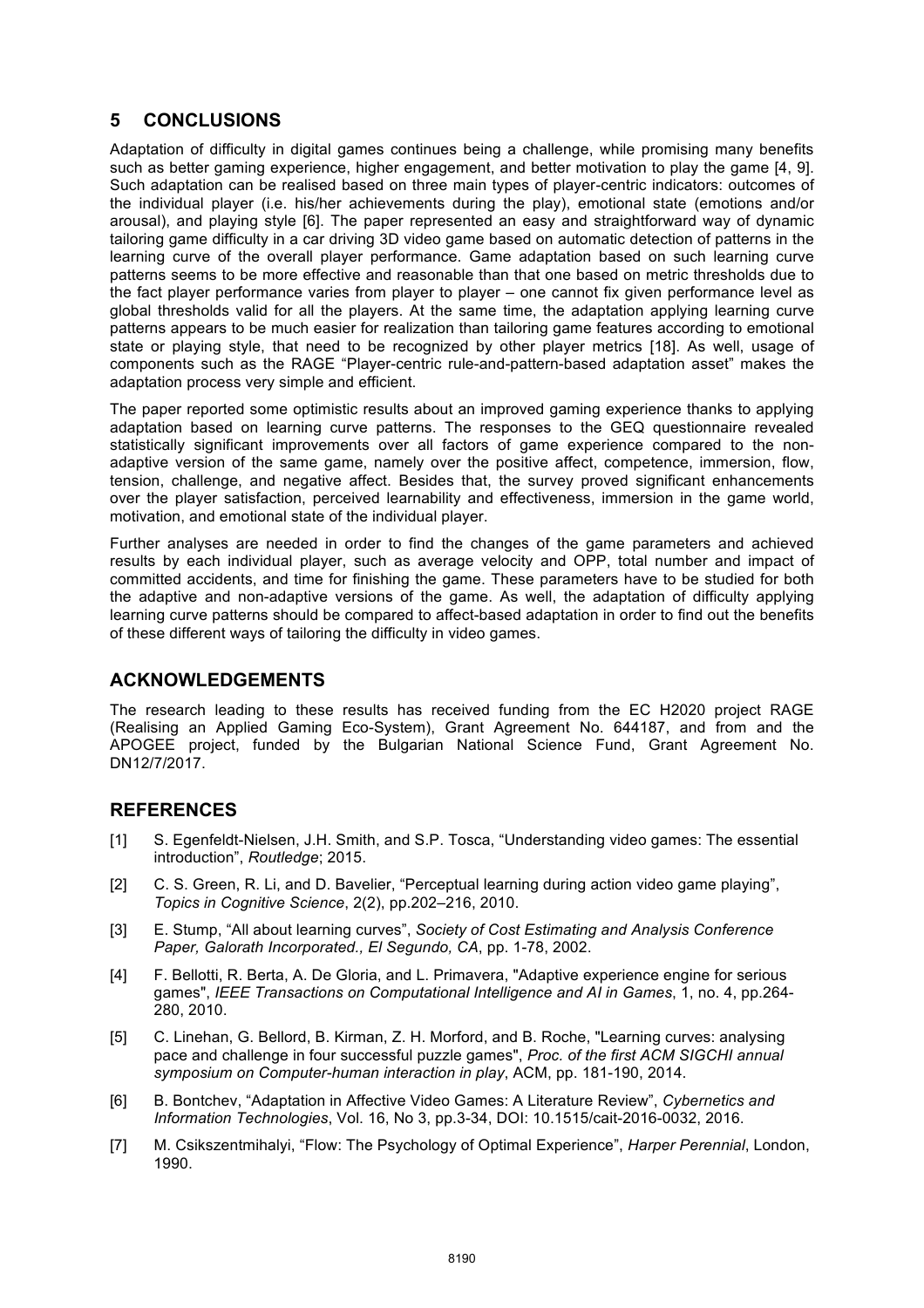## 5 CONCLUSIONS

Adaptation of difficulty in digital games continues being a challenge, while promising many benefits such as better gaming experience, higher engagement, and better motivation to play the game [4, 9]. Such adaptation can be realised based on three main types of player-centric indicators: outcomes of the individual player (i.e. his/her achievements during the play), emotional state (emotions and/or arousal), and playing style [6]. The paper represented an easy and straightforward way of dynamic tailoring game difficulty in a car driving 3D video game based on automatic detection of patterns in the learning curve of the overall player performance. Game adaptation based on such learning curve patterns seems to be more effective and reasonable than that one based on metric thresholds due to the fact player performance varies from player to player – one cannot fix given performance level as global thresholds valid for all the players. At the same time, the adaptation applying learning curve patterns appears to be much easier for realization than tailoring game features according to emotional state or playing style, that need to be recognized by other player metrics [18]. As well, usage of components such as the RAGE "Player-centric rule-and-pattern-based adaptation asset" makes the adaptation process very simple and efficient.

The paper reported some optimistic results about an improved gaming experience thanks to applying adaptation based on learning curve patterns. The responses to the GEQ questionnaire revealed statistically significant improvements over all factors of game experience compared to the non-adaptive version of the same game, namely over the positive affect, competence, immersion, flow, tension, challenge, and negative affect. Besides that, the survey proved significant enhancements over the player satisfaction, perceived learnability and effectiveness, immersion in the game world, motivation, and emotional state of the individual player.

Further analyses are needed in order to find the changes of the game parameters and achieved results by each individual player, such as average velocity and OPP, total number and impact of committed accidents, and time for finishing the game. These parameters have to be studied for both the adaptive and non-adaptive versions of the game. As well, the adaptation of difficulty applying learning curve patterns should be compared to affect-based adaptation in order to find out the benefits of these different ways of tailoring the difficulty in video games.

## ACKNOWLEDGEMENTS

The research leading to these results has received funding from the EC H2020 project RAGE (Realising an Applied Gaming Eco-System), Grant Agreement No. 644187, and from and the APOGEE project, funded by the Bulgarian National Science Fund, Grant Agreement No. DN12/7/2017.

## REFERENCES

[1] S. Egenfeldt-Nielsen, J.H. Smith, and S.P. Tosca, "Understanding video games: The essential introduction", *Routledge*; 2015.

[2] C. S. Green, R. Li, and D. Bavelier, "Perceptual learning during action video game playing", *Topics in Cognitive Science*, 2(2), pp.202–216, 2010.

[3] E. Stump, "All about learning curves", *Society of Cost Estimating and Analysis Conference Paper, Galorath Incorporated., El Segundo, CA*, pp. 1-78, 2002.

[4] F. Bellotti, R. Berta, A. De Gloria, and L. Primavera, "Adaptive experience engine for serious games", *IEEE Transactions on Computational Intelligence and AI in Games*, 1, no. 4, pp.264-280, 2010.

[5] C. Linehan, G. Bellord, B. Kirman, Z. H. Morford, and B. Roche, "Learning curves: analysing pace and challenge in four successful puzzle games", *Proc. of the first ACM SIGCHI annual symposium on Computer-human interaction in play*, ACM, pp. 181-190, 2014.

[6] B. Bontchev, "Adaptation in Affective Video Games: A Literature Review", *Cybernetics and Information Technologies*, Vol. 16, No 3, pp.3-34, DOI: 10.1515/cait-2016-0032, 2016.

[7] M. Csikszentmihalyi, "Flow: The Psychology of Optimal Experience", *Harper Perennial*, London, 1990.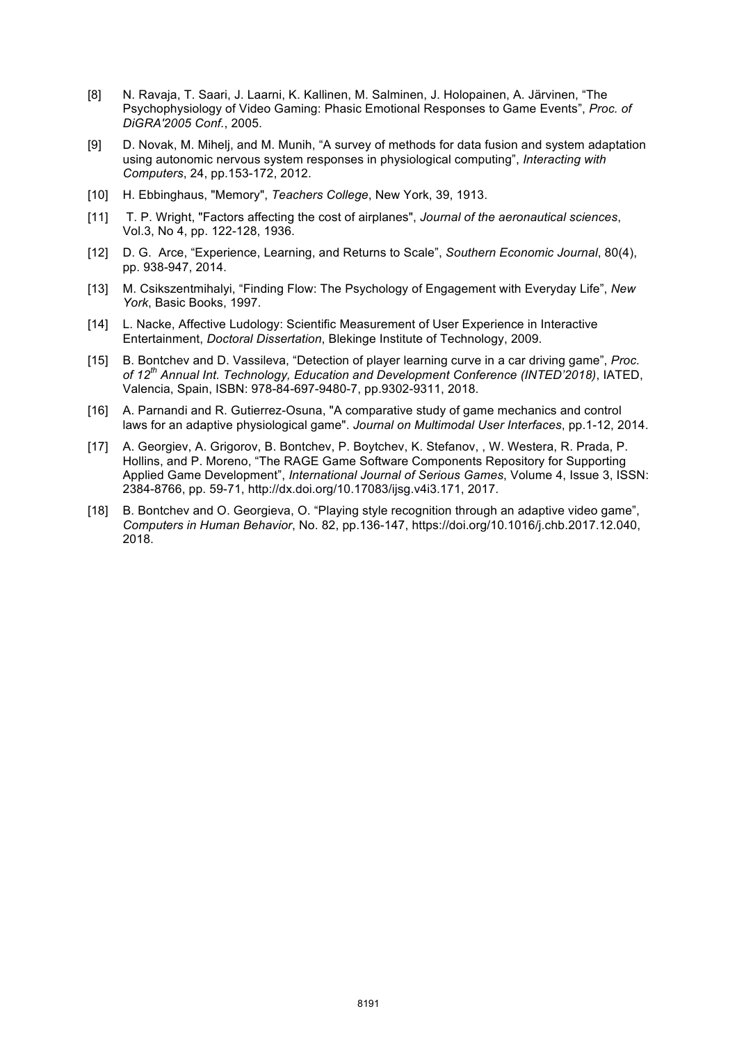[8] N. Ravaja, T. Saari, J. Laarni, K. Kallinen, M. Salminen, J. Holopainen, A. Järvinen, "The Psychophysiology of Video Gaming: Phasic Emotional Responses to Game Events", *Proc. of DiGRA'2005 Conf.*, 2005.

[9] D. Novak, M. Mihelj, and M. Munih, "A survey of methods for data fusion and system adaptation using autonomic nervous system responses in physiological computing", *Interacting with Computers*, 24, pp.153-172, 2012.

[10] H. Ebbinghaus, "Memory", *Teachers College*, New York, 39, 1913.

[11] T. P. Wright, "Factors affecting the cost of airplanes", *Journal of the aeronautical sciences*, Vol.3, No 4, pp. 122-128, 1936.

[12] D. G. Arce, "Experience, Learning, and Returns to Scale", *Southern Economic Journal*, 80(4), pp. 938-947, 2014.

[13] M. Csikszentmihalyi, "Finding Flow: The Psychology of Engagement with Everyday Life", *New York*, Basic Books, 1997.

[14] L. Nacke, Affective Ludology: Scientific Measurement of User Experience in Interactive Entertainment, *Doctoral Dissertation*, Blekinge Institute of Technology, 2009.

[15] B. Bontchev and D. Vassileva, "Detection of player learning curve in a car driving game", *Proc. of 12th Annual Int. Technology, Education and Development Conference (INTED'2018)*, IATED, Valencia, Spain, ISBN: 978-84-697-9480-7, pp.9302-9311, 2018.

[16] A. Parnandi and R. Gutierrez-Osuna, "A comparative study of game mechanics and control laws for an adaptive physiological game". *Journal on Multimodal User Interfaces*, pp.1-12, 2014.

[17] A. Georgiev, A. Grigorov, B. Bontchev, P. Boytchev, K. Stefanov, , W. Westera, R. Prada, P. Hollins, and P. Moreno, "The RAGE Game Software Components Repository for Supporting Applied Game Development", *International Journal of Serious Games*, Volume 4, Issue 3, ISSN: 2384-8766, pp. 59-71, http://dx.doi.org/10.17083/ijsg.v4i3.171, 2017.

[18] B. Bontchev and O. Georgieva, O. "Playing style recognition through an adaptive video game", *Computers in Human Behavior*, No. 82, pp.136-147, https://doi.org/10.1016/j.chb.2017.12.040, 2018.